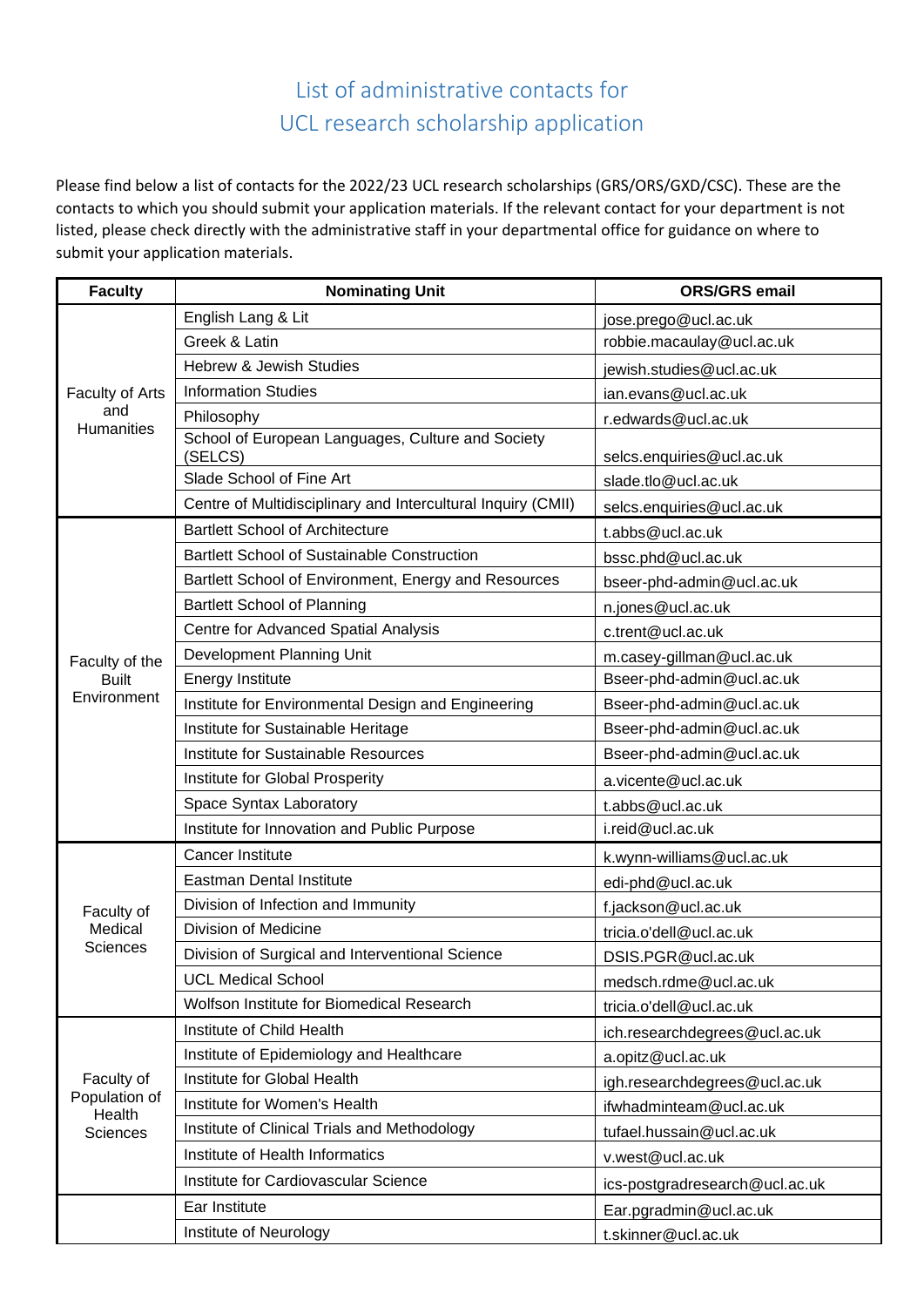# List of administrative contacts for UCL research scholarship application

Please find below a list of contacts for the 2022/23 UCL research scholarships (GRS/ORS/GXD/CSC). These are the contacts to which you should submit your application materials. If the relevant contact for your department is not listed, please check directly with the administrative staff in your departmental office for guidance on where to submit your application materials.

| Faculty | Nominating Unit | ORS/GRS email |
|---|---|---|
| Faculty of Arts and Humanities | English Lang & Lit | jose.prego@ucl.ac.uk |
| | Greek & Latin | robbie.macaulay@ucl.ac.uk |
| | Hebrew & Jewish Studies | jewish.studies@ucl.ac.uk |
| | Information Studies | ian.evans@ucl.ac.uk |
| | Philosophy | r.edwards@ucl.ac.uk |
| | School of European Languages, Culture and Society (SELCS) | selcs.enquiries@ucl.ac.uk |
| | Slade School of Fine Art | slade.tlo@ucl.ac.uk |
| | Centre of Multidisciplinary and Intercultural Inquiry (CMII) | selcs.enquiries@ucl.ac.uk |
| Faculty of the Built Environment | Bartlett School of Architecture | t.abbs@ucl.ac.uk |
| | Bartlett School of Sustainable Construction | bssc.phd@ucl.ac.uk |
| | Bartlett School of Environment, Energy and Resources | bseer-phd-admin@ucl.ac.uk |
| | Bartlett School of Planning | n.jones@ucl.ac.uk |
| | Centre for Advanced Spatial Analysis | c.trent@ucl.ac.uk |
| | Development Planning Unit | m.casey-gillman@ucl.ac.uk |
| | Energy Institute | Bseer-phd-admin@ucl.ac.uk |
| | Institute for Environmental Design and Engineering | Bseer-phd-admin@ucl.ac.uk |
| | Institute for Sustainable Heritage | Bseer-phd-admin@ucl.ac.uk |
| | Institute for Sustainable Resources | Bseer-phd-admin@ucl.ac.uk |
| | Institute for Global Prosperity | a.vicente@ucl.ac.uk |
| | Space Syntax Laboratory | t.abbs@ucl.ac.uk |
| | Institute for Innovation and Public Purpose | i.reid@ucl.ac.uk |
| Faculty of Medical Sciences | Cancer Institute | k.wynn-williams@ucl.ac.uk |
| | Eastman Dental Institute | edi-phd@ucl.ac.uk |
| | Division of Infection and Immunity | f.jackson@ucl.ac.uk |
| | Division of Medicine | tricia.o'dell@ucl.ac.uk |
| | Division of Surgical and Interventional Science | DSIS.PGR@ucl.ac.uk |
| | UCL Medical School | medsch.rdme@ucl.ac.uk |
| | Wolfson Institute for Biomedical Research | tricia.o'dell@ucl.ac.uk |
| Faculty of Population of Health Sciences | Institute of Child Health | ich.researchdegrees@ucl.ac.uk |
| | Institute of Epidemiology and Healthcare | a.opitz@ucl.ac.uk |
| | Institute for Global Health | igh.researchdegrees@ucl.ac.uk |
| | Institute for Women's Health | ifwhadminteam@ucl.ac.uk |
| | Institute of Clinical Trials and Methodology | tufael.hussain@ucl.ac.uk |
| | Institute of Health Informatics | v.west@ucl.ac.uk |
| | Institute for Cardiovascular Science | ics-postgradresearch@ucl.ac.uk |
| | Ear Institute | Ear.pgradmin@ucl.ac.uk |
| | Institute of Neurology | t.skinner@ucl.ac.uk |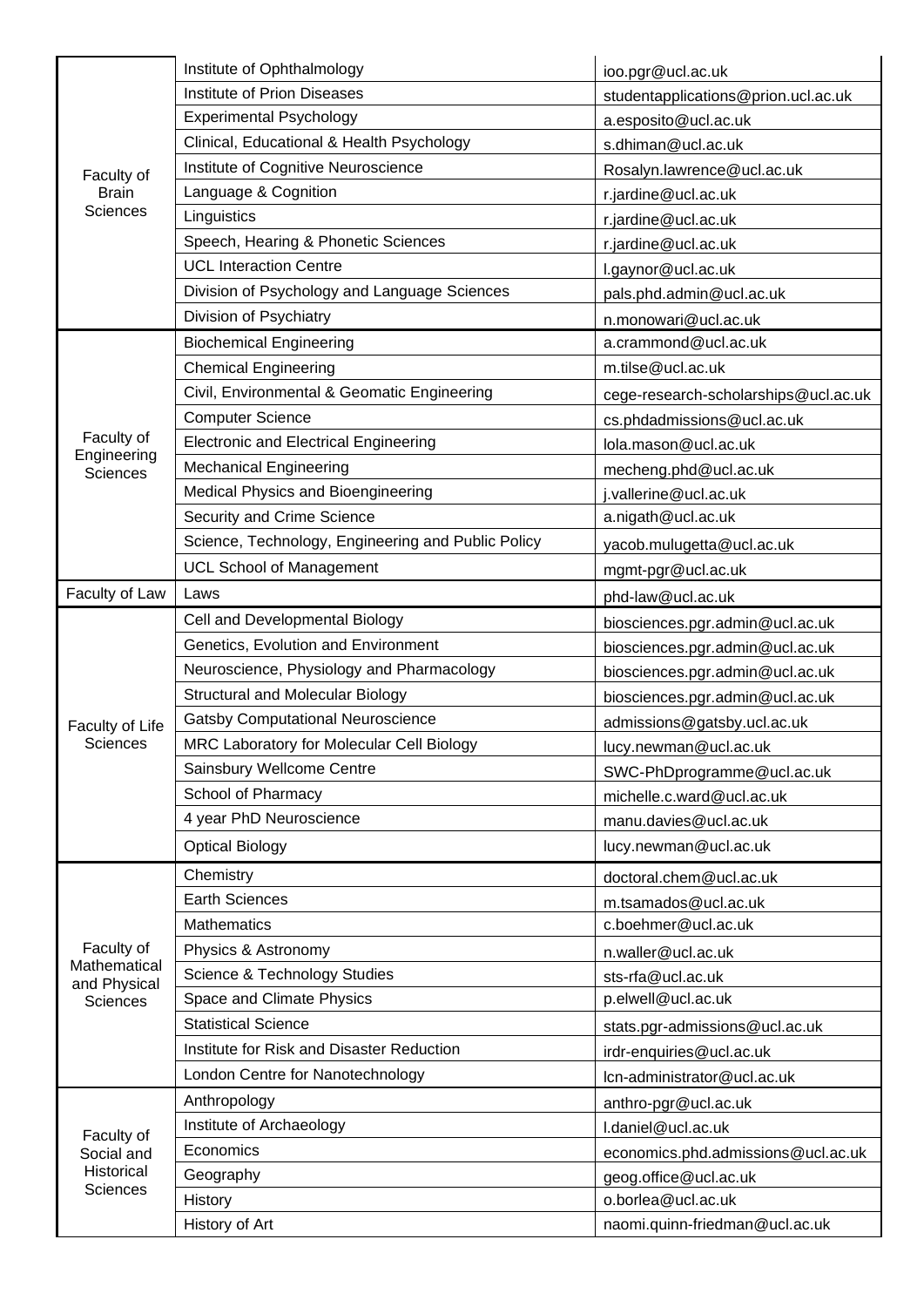| | | |
|---|---|---|
| Faculty of Brain Sciences | Institute of Ophthalmology | ioo.pgr@ucl.ac.uk |
| | Institute of Prion Diseases | studentapplications@prion.ucl.ac.uk |
| | Experimental Psychology | a.esposito@ucl.ac.uk |
| | Clinical, Educational & Health Psychology | s.dhiman@ucl.ac.uk |
| | Institute of Cognitive Neuroscience | Rosalyn.lawrence@ucl.ac.uk |
| | Language & Cognition | r.jardine@ucl.ac.uk |
| | Linguistics | r.jardine@ucl.ac.uk |
| | Speech, Hearing & Phonetic Sciences | r.jardine@ucl.ac.uk |
| | UCL Interaction Centre | l.gaynor@ucl.ac.uk |
| | Division of Psychology and Language Sciences | pals.phd.admin@ucl.ac.uk |
| | Division of Psychiatry | n.monowari@ucl.ac.uk |
| Faculty of Engineering Sciences | Biochemical Engineering | a.crammond@ucl.ac.uk |
| | Chemical Engineering | m.tilse@ucl.ac.uk |
| | Civil, Environmental & Geomatic Engineering | cege-research-scholarships@ucl.ac.uk |
| | Computer Science | cs.phdadmissions@ucl.ac.uk |
| | Electronic and Electrical Engineering | lola.mason@ucl.ac.uk |
| | Mechanical Engineering | mecheng.phd@ucl.ac.uk |
| | Medical Physics and Bioengineering | j.vallerine@ucl.ac.uk |
| | Security and Crime Science | a.nigath@ucl.ac.uk |
| | Science, Technology, Engineering and Public Policy | yacob.mulugetta@ucl.ac.uk |
| | UCL School of Management | mgmt-pgr@ucl.ac.uk |
| Faculty of Law | Laws | phd-law@ucl.ac.uk |
| Faculty of Life Sciences | Cell and Developmental Biology | biosciences.pgr.admin@ucl.ac.uk |
| | Genetics, Evolution and Environment | biosciences.pgr.admin@ucl.ac.uk |
| | Neuroscience, Physiology and Pharmacology | biosciences.pgr.admin@ucl.ac.uk |
| | Structural and Molecular Biology | biosciences.pgr.admin@ucl.ac.uk |
| | Gatsby Computational Neuroscience | admissions@gatsby.ucl.ac.uk |
| | MRC Laboratory for Molecular Cell Biology | lucy.newman@ucl.ac.uk |
| | Sainsbury Wellcome Centre | SWC-PhDprogramme@ucl.ac.uk |
| | School of Pharmacy | michelle.c.ward@ucl.ac.uk |
| | 4 year PhD Neuroscience | manu.davies@ucl.ac.uk |
| | Optical Biology | lucy.newman@ucl.ac.uk |
| Faculty of Mathematical and Physical Sciences | Chemistry | doctoral.chem@ucl.ac.uk |
| | Earth Sciences | m.tsamados@ucl.ac.uk |
| | Mathematics | c.boehmer@ucl.ac.uk |
| | Physics & Astronomy | n.waller@ucl.ac.uk |
| | Science & Technology Studies | sts-rfa@ucl.ac.uk |
| | Space and Climate Physics | p.elwell@ucl.ac.uk |
| | Statistical Science | stats.pgr-admissions@ucl.ac.uk |
| | Institute for Risk and Disaster Reduction | irdr-enquiries@ucl.ac.uk |
| | London Centre for Nanotechnology | lcn-administrator@ucl.ac.uk |
| Faculty of Social and Historical Sciences | Anthropology | anthro-pgr@ucl.ac.uk |
| | Institute of Archaeology | l.daniel@ucl.ac.uk |
| | Economics | economics.phd.admissions@ucl.ac.uk |
| | Geography | geog.office@ucl.ac.uk |
| | History | o.borlea@ucl.ac.uk |
| | History of Art | naomi.quinn-friedman@ucl.ac.uk |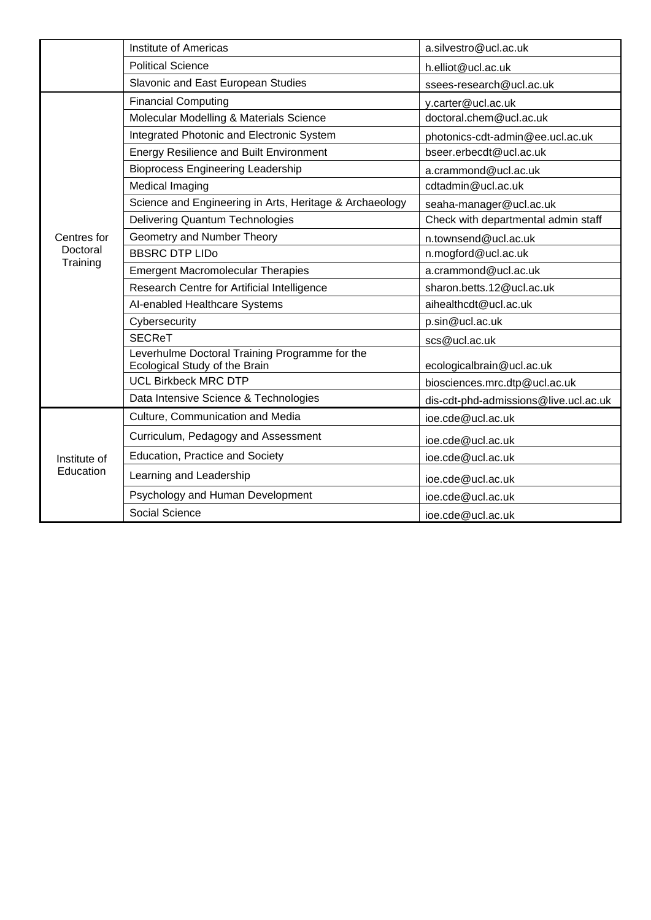| | | |
|---|---|---|
| | Institute of Americas | a.silvestro@ucl.ac.uk |
| | Political Science | h.elliot@ucl.ac.uk |
| | Slavonic and East European Studies | ssees-research@ucl.ac.uk |
| Centres for Doctoral Training | Financial Computing | y.carter@ucl.ac.uk |
| | Molecular Modelling & Materials Science | doctoral.chem@ucl.ac.uk |
| | Integrated Photonic and Electronic System | photonics-cdt-admin@ee.ucl.ac.uk |
| | Energy Resilience and Built Environment | bseer.erbecdt@ucl.ac.uk |
| | Bioprocess Engineering Leadership | a.crammond@ucl.ac.uk |
| | Medical Imaging | cdtadmin@ucl.ac.uk |
| | Science and Engineering in Arts, Heritage & Archaeology | seaha-manager@ucl.ac.uk |
| | Delivering Quantum Technologies | Check with departmental admin staff |
| | Geometry and Number Theory | n.townsend@ucl.ac.uk |
| | BBSRC DTP LIDo | n.mogford@ucl.ac.uk |
| | Emergent Macromolecular Therapies | a.crammond@ucl.ac.uk |
| | Research Centre for Artificial Intelligence | sharon.betts.12@ucl.ac.uk |
| | AI-enabled Healthcare Systems | aihealthcdt@ucl.ac.uk |
| | Cybersecurity | p.sin@ucl.ac.uk |
| | SECReT | scs@ucl.ac.uk |
| | Leverhulme Doctoral Training Programme for the Ecological Study of the Brain | ecologicalbrain@ucl.ac.uk |
| | UCL Birkbeck MRC DTP | biosciences.mrc.dtp@ucl.ac.uk |
| | Data Intensive Science & Technologies | dis-cdt-phd-admissions@live.ucl.ac.uk |
| Institute of Education | Culture, Communication and Media | ioe.cde@ucl.ac.uk |
| | Curriculum, Pedagogy and Assessment | ioe.cde@ucl.ac.uk |
| | Education, Practice and Society | ioe.cde@ucl.ac.uk |
| | Learning and Leadership | ioe.cde@ucl.ac.uk |
| | Psychology and Human Development | ioe.cde@ucl.ac.uk |
| | Social Science | ioe.cde@ucl.ac.uk |